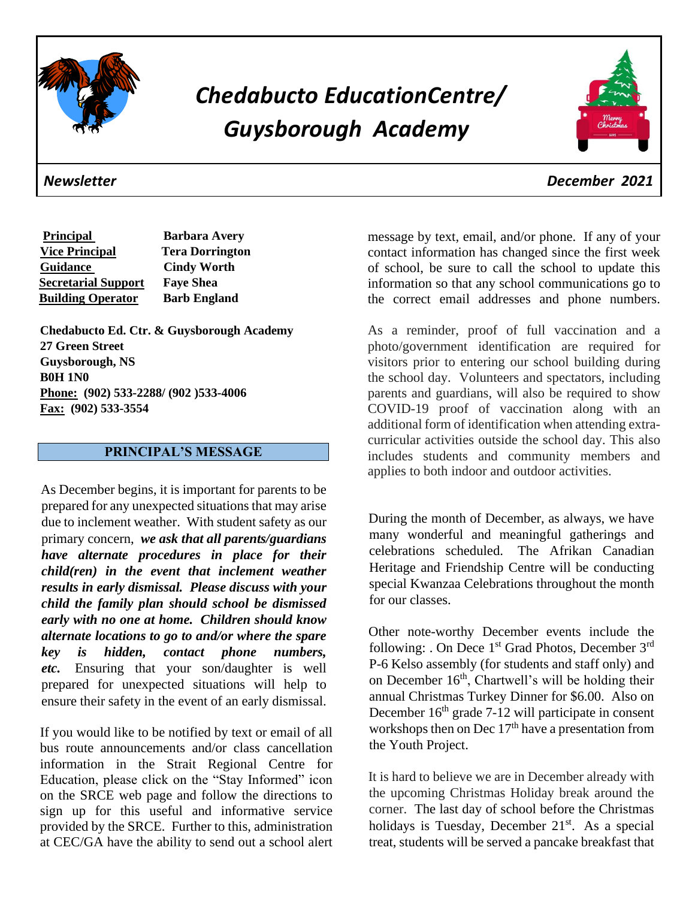# Chedabucto EducationCentre/ Guysborough Academy

*Newsletter* *December 2021*

| Principal | Barbara Avery |
|---|---|
| Vice Principal | Tera Dorrington |
| Guidance | Cindy Worth |
| Secretarial Support | Faye Shea |
| Building Operator | Barb England |

**Chedabucto Ed. Ctr. & Guysborough Academy**
**27 Green Street**
**Guysborough, NS**
**B0H 1N0**
**Phone: (902) 533-2288/ (902 )533-4006**
**Fax: (902) 533-3554**

## PRINCIPAL'S MESSAGE

As December begins, it is important for parents to be prepared for any unexpected situations that may arise due to inclement weather. With student safety as our primary concern, ***we ask that all parents/guardians have alternate procedures in place for their child(ren) in the event that inclement weather results in early dismissal. Please discuss with your child the family plan should school be dismissed early with no one at home. Children should know alternate locations to go to and/or where the spare key is hidden, contact phone numbers, etc.*** Ensuring that your son/daughter is well prepared for unexpected situations will help to ensure their safety in the event of an early dismissal.

If you would like to be notified by text or email of all bus route announcements and/or class cancellation information in the Strait Regional Centre for Education, please click on the "Stay Informed" icon on the SRCE web page and follow the directions to sign up for this useful and informative service provided by the SRCE. Further to this, administration at CEC/GA have the ability to send out a school alert message by text, email, and/or phone. If any of your contact information has changed since the first week of school, be sure to call the school to update this information so that any school communications go to the correct email addresses and phone numbers.

As a reminder, proof of full vaccination and a photo/government identification are required for visitors prior to entering our school building during the school day. Volunteers and spectators, including parents and guardians, will also be required to show COVID-19 proof of vaccination along with an additional form of identification when attending extra-curricular activities outside the school day. This also includes students and community members and applies to both indoor and outdoor activities.

During the month of December, as always, we have many wonderful and meaningful gatherings and celebrations scheduled. The Afrikan Canadian Heritage and Friendship Centre will be conducting special Kwanzaa Celebrations throughout the month for our classes.

Other note-worthy December events include the following: . On Dece 1st Grad Photos, December 3rd P-6 Kelso assembly (for students and staff only) and on December 16th, Chartwell's will be holding their annual Christmas Turkey Dinner for $6.00. Also on December 16th grade 7-12 will participate in consent workshops then on Dec 17th have a presentation from the Youth Project.

It is hard to believe we are in December already with the upcoming Christmas Holiday break around the corner. The last day of school before the Christmas holidays is Tuesday, December 21st. As a special treat, students will be served a pancake breakfast that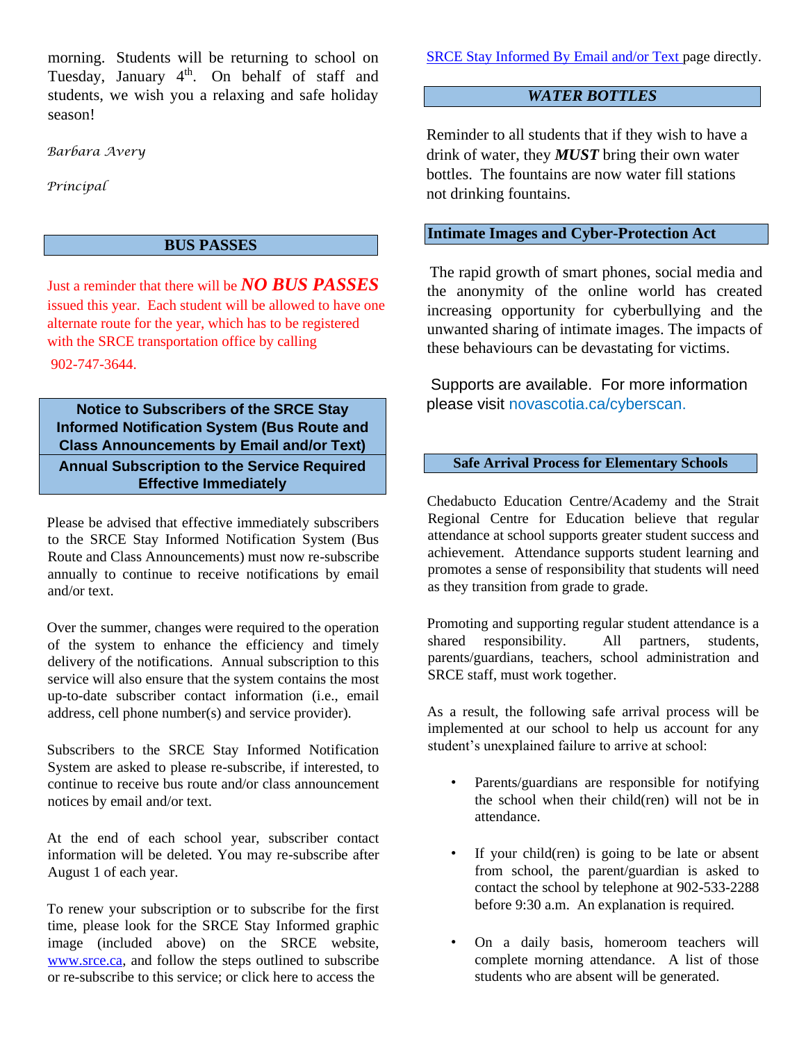morning. Students will be returning to school on Tuesday, January 4th. On behalf of staff and students, we wish you a relaxing and safe holiday season!

*Barbara Avery*

*Principal*

## BUS PASSES

Just a reminder that there will be ***NO BUS PASSES*** issued this year. Each student will be allowed to have one alternate route for the year, which has to be registered with the SRCE transportation office by calling 902-747-3644.

## Notice to Subscribers of the SRCE Stay Informed Notification System (Bus Route and Class Announcements by Email and/or Text)

## Annual Subscription to the Service Required Effective Immediately

Please be advised that effective immediately subscribers to the SRCE Stay Informed Notification System (Bus Route and Class Announcements) must now re-subscribe annually to continue to receive notifications by email and/or text.

Over the summer, changes were required to the operation of the system to enhance the efficiency and timely delivery of the notifications. Annual subscription to this service will also ensure that the system contains the most up-to-date subscriber contact information (i.e., email address, cell phone number(s) and service provider).

Subscribers to the SRCE Stay Informed Notification System are asked to please re-subscribe, if interested, to continue to receive bus route and/or class announcement notices by email and/or text.

At the end of each school year, subscriber contact information will be deleted. You may re-subscribe after August 1 of each year.

To renew your subscription or to subscribe for the first time, please look for the SRCE Stay Informed graphic image (included above) on the SRCE website, www.srce.ca, and follow the steps outlined to subscribe or re-subscribe to this service; or click here to access the SRCE Stay Informed By Email and/or Text page directly.

## *WATER BOTTLES*

Reminder to all students that if they wish to have a drink of water, they ***MUST*** bring their own water bottles. The fountains are now water fill stations not drinking fountains.

## Intimate Images and Cyber-Protection Act

The rapid growth of smart phones, social media and the anonymity of the online world has created increasing opportunity for cyberbullying and the unwanted sharing of intimate images. The impacts of these behaviours can be devastating for victims.

Supports are available. For more information please visit novascotia.ca/cyberscan.

## Safe Arrival Process for Elementary Schools

Chedabucto Education Centre/Academy and the Strait Regional Centre for Education believe that regular attendance at school supports greater student success and achievement. Attendance supports student learning and promotes a sense of responsibility that students will need as they transition from grade to grade.

Promoting and supporting regular student attendance is a shared responsibility. All partners, students, parents/guardians, teachers, school administration and SRCE staff, must work together.

As a result, the following safe arrival process will be implemented at our school to help us account for any student's unexplained failure to arrive at school:

- Parents/guardians are responsible for notifying the school when their child(ren) will not be in attendance.
- If your child(ren) is going to be late or absent from school, the parent/guardian is asked to contact the school by telephone at 902-533-2288 before 9:30 a.m. An explanation is required.
- On a daily basis, homeroom teachers will complete morning attendance. A list of those students who are absent will be generated.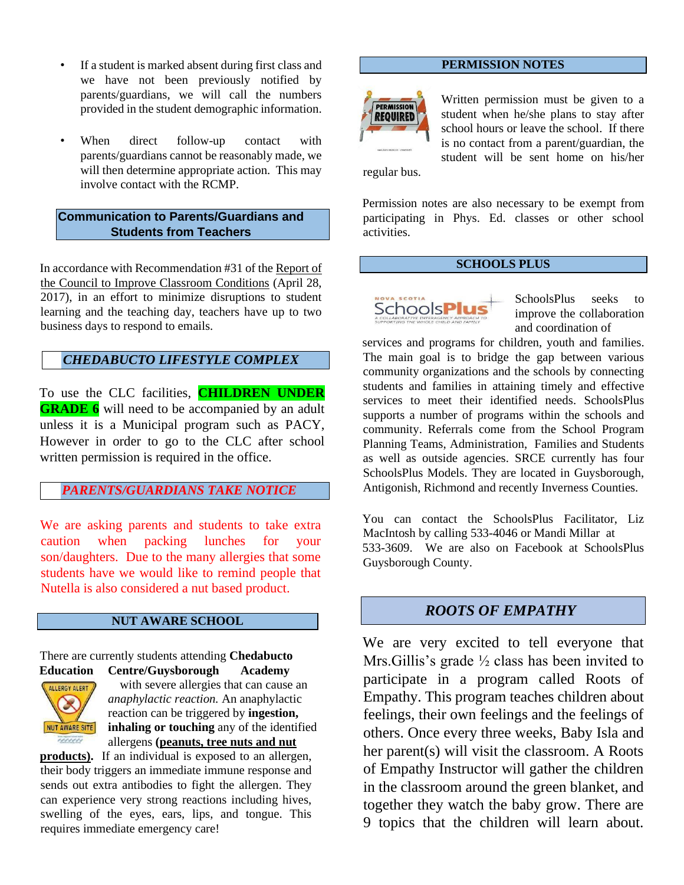- If a student is marked absent during first class and we have not been previously notified by parents/guardians, we will call the numbers provided in the student demographic information.

- When direct follow-up contact with parents/guardians cannot be reasonably made, we will then determine appropriate action. This may involve contact with the RCMP.

## Communication to Parents/Guardians and Students from Teachers

In accordance with Recommendation #31 of the Report of the Council to Improve Classroom Conditions (April 28, 2017), in an effort to minimize disruptions to student learning and the teaching day, teachers have up to two business days to respond to emails.

## *CHEDABUCTO LIFESTYLE COMPLEX*

To use the CLC facilities, **CHILDREN UNDER GRADE 6** will need to be accompanied by an adult unless it is a Municipal program such as PACY, However in order to go to the CLC after school written permission is required in the office.

## *PARENTS/GUARDIANS TAKE NOTICE*

We are asking parents and students to take extra caution when packing lunches for your son/daughters. Due to the many allergies that some students have we would like to remind people that Nutella is also considered a nut based product.

## NUT AWARE SCHOOL

There are currently students attending **Chedabucto Education Centre/Guysborough Academy** with severe allergies that can cause an *anaphylactic reaction.* An anaphylactic reaction can be triggered by **ingestion, inhaling or touching** any of the identified allergens **(peanuts, tree nuts and nut products).** If an individual is exposed to an allergen, their body triggers an immediate immune response and sends out extra antibodies to fight the allergen. They can experience very strong reactions including hives, swelling of the eyes, ears, lips, and tongue. This requires immediate emergency care!

## PERMISSION NOTES

Written permission must be given to a student when he/she plans to stay after school hours or leave the school. If there is no contact from a parent/guardian, the student will be sent home on his/her regular bus.

Permission notes are also necessary to be exempt from participating in Phys. Ed. classes or other school activities.

## SCHOOLS PLUS

SchoolsPlus seeks to improve the collaboration and coordination of services and programs for children, youth and families. The main goal is to bridge the gap between various community organizations and the schools by connecting students and families in attaining timely and effective services to meet their identified needs. SchoolsPlus supports a number of programs within the schools and community. Referrals come from the School Program Planning Teams, Administration, Families and Students as well as outside agencies. SRCE currently has four SchoolsPlus Models. They are located in Guysborough, Antigonish, Richmond and recently Inverness Counties.

You can contact the SchoolsPlus Facilitator, Liz MacIntosh by calling 533-4046 or Mandi Millar at 533-3609. We are also on Facebook at SchoolsPlus Guysborough County.

## *ROOTS OF EMPATHY*

We are very excited to tell everyone that Mrs.Gillis's grade ½ class has been invited to participate in a program called Roots of Empathy. This program teaches children about feelings, their own feelings and the feelings of others. Once every three weeks, Baby Isla and her parent(s) will visit the classroom. A Roots of Empathy Instructor will gather the children in the classroom around the green blanket, and together they watch the baby grow. There are 9 topics that the children will learn about.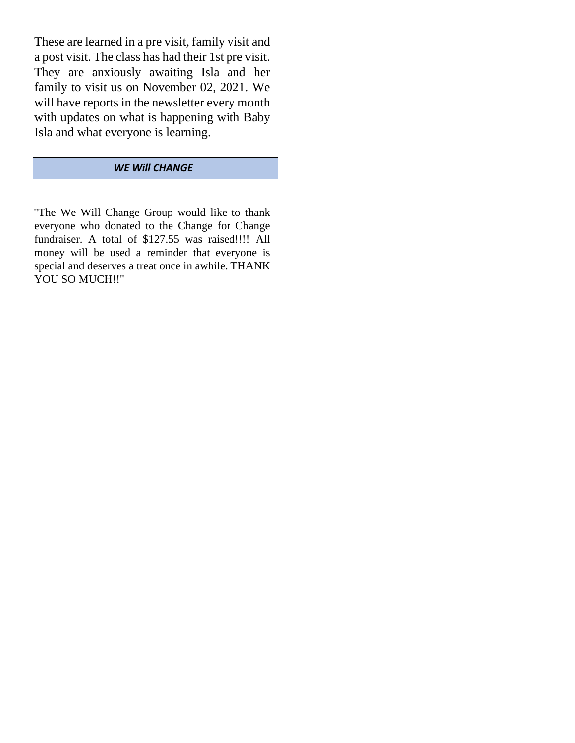These are learned in a pre visit, family visit and a post visit. The class has had their 1st pre visit. They are anxiously awaiting Isla and her family to visit us on November 02, 2021. We will have reports in the newsletter every month with updates on what is happening with Baby Isla and what everyone is learning.

## ***WE Will CHANGE***

"The We Will Change Group would like to thank everyone who donated to the Change for Change fundraiser. A total of $127.55 was raised!!!! All money will be used a reminder that everyone is special and deserves a treat once in awhile. THANK YOU SO MUCH!!"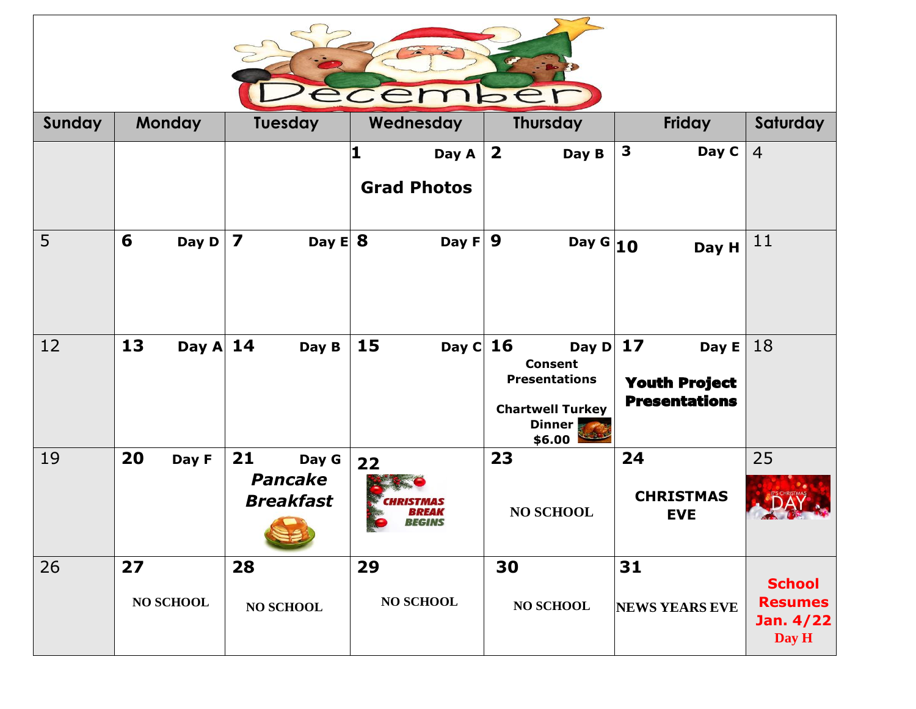# December

| Sunday | Monday | Tuesday | Wednesday | Thursday | Friday | Saturday |
|---|---|---|---|---|---|---|
| | | | **1** **Day A** **Grad Photos** | **2** **Day B** | **3** **Day C** | 4 |
| 5 | **6** **Day D** | **7** **Day E** | **8** **Day F** | **9** **Day G** | **10** **Day H** | 11 |
| 12 | **13** **Day A** | **14** **Day B** | **15** **Day C** | **16** **Day D** **Consent Presentations** **Chartwell Turkey Dinner $6.00** | **17** **Day E** **Youth Project Presentations** | 18 |
| 19 | **20** **Day F** | **21** **Day G** ***Pancake Breakfast*** | **22** CHRISTMAS BREAK BEGINS | **23** **NO SCHOOL** | **24** **CHRISTMAS EVE** | 25 IT'S CHRISTMAS DAY |
| 26 | **27** **NO SCHOOL** | **28** **NO SCHOOL** | **29** **NO SCHOOL** | **30** **NO SCHOOL** | **31** **NEWS YEARS EVE** | **School Resumes Jan. 4/22 Day H** |